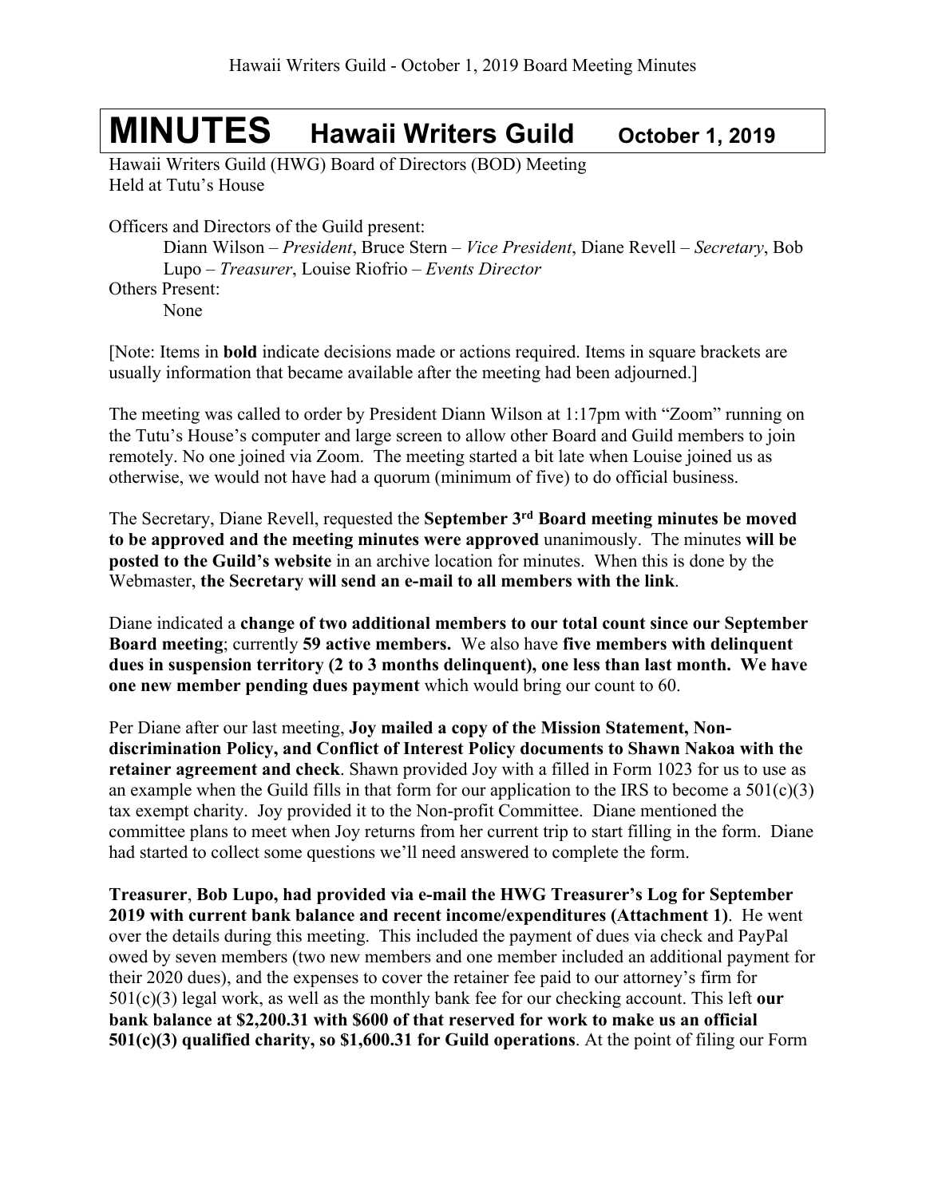# MINUTES    Hawaii Writers Guild    October 1, 2019

Hawaii Writers Guild (HWG) Board of Directors (BOD) Meeting
Held at Tutu's House

Officers and Directors of the Guild present:

Diann Wilson – *President*, Bruce Stern – *Vice President*, Diane Revell – *Secretary*, Bob Lupo – *Treasurer*, Louise Riofrio – *Events Director*

Others Present:

None

[Note: Items in **bold** indicate decisions made or actions required. Items in square brackets are usually information that became available after the meeting had been adjourned.]

The meeting was called to order by President Diann Wilson at 1:17pm with "Zoom" running on the Tutu's House's computer and large screen to allow other Board and Guild members to join remotely. No one joined via Zoom. The meeting started a bit late when Louise joined us as otherwise, we would not have had a quorum (minimum of five) to do official business.

The Secretary, Diane Revell, requested the **September 3rd Board meeting minutes be moved to be approved and the meeting minutes were approved** unanimously. The minutes **will be posted to the Guild's website** in an archive location for minutes. When this is done by the Webmaster, **the Secretary will send an e-mail to all members with the link**.

Diane indicated a **change of two additional members to our total count since our September Board meeting**; currently **59 active members. We** also have **five members with delinquent dues in suspension territory (2 to 3 months delinquent), one less than last month. We have one new member pending dues payment** which would bring our count to 60.

Per Diane after our last meeting, **Joy mailed a copy of the Mission Statement, Non-discrimination Policy, and Conflict of Interest Policy documents to Shawn Nakoa with the retainer agreement and check**. Shawn provided Joy with a filled in Form 1023 for us to use as an example when the Guild fills in that form for our application to the IRS to become a 501(c)(3) tax exempt charity. Joy provided it to the Non-profit Committee. Diane mentioned the committee plans to meet when Joy returns from her current trip to start filling in the form. Diane had started to collect some questions we'll need answered to complete the form.

**Treasurer**, **Bob Lupo, had provided via e-mail the HWG Treasurer's Log for September 2019 with current bank balance and recent income/expenditures (Attachment 1)**. He went over the details during this meeting. This included the payment of dues via check and PayPal owed by seven members (two new members and one member included an additional payment for their 2020 dues), and the expenses to cover the retainer fee paid to our attorney's firm for 501(c)(3) legal work, as well as the monthly bank fee for our checking account. This left **our bank balance at $2,200.31 with $600 of that reserved for work to make us an official 501(c)(3) qualified charity, so $1,600.31 for Guild operations**. At the point of filing our Form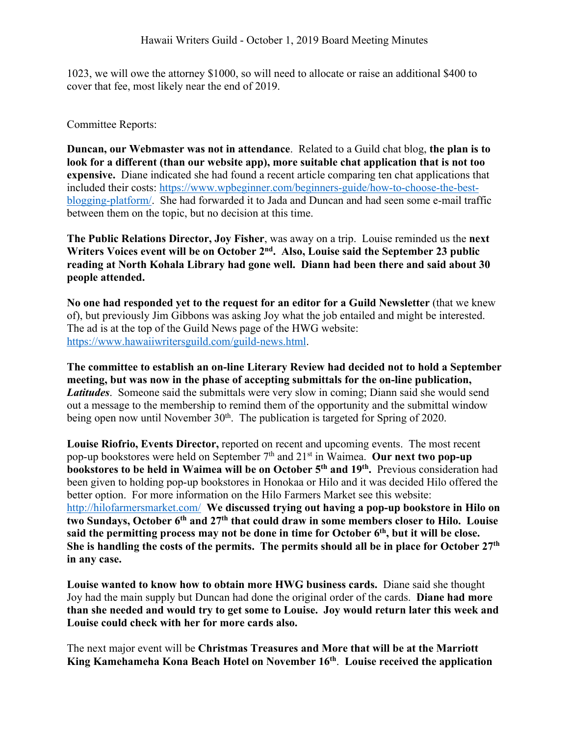1023, we will owe the attorney $1000, so will need to allocate or raise an additional $400 to cover that fee, most likely near the end of 2019.

Committee Reports:

**Duncan, our Webmaster was not in attendance**. Related to a Guild chat blog, **the plan is to look for a different (than our website app), more suitable chat application that is not too expensive.** Diane indicated she had found a recent article comparing ten chat applications that included their costs: https://www.wpbeginner.com/beginners-guide/how-to-choose-the-best-blogging-platform/. She had forwarded it to Jada and Duncan and had seen some e-mail traffic between them on the topic, but no decision at this time.

**The Public Relations Director, Joy Fisher**, was away on a trip. Louise reminded us the **next Writers Voices event will be on October 2nd. Also, Louise said the September 23 public reading at North Kohala Library had gone well. Diann had been there and said about 30 people attended.**

**No one had responded yet to the request for an editor for a Guild Newsletter** (that we knew of), but previously Jim Gibbons was asking Joy what the job entailed and might be interested. The ad is at the top of the Guild News page of the HWG website: https://www.hawaiiwritersguild.com/guild-news.html.

**The committee to establish an on-line Literary Review had decided not to hold a September meeting, but was now in the phase of accepting submittals for the on-line publication, *Latitudes***. Someone said the submittals were very slow in coming; Diann said she would send out a message to the membership to remind them of the opportunity and the submittal window being open now until November 30th. The publication is targeted for Spring of 2020.

**Louise Riofrio, Events Director,** reported on recent and upcoming events. The most recent pop-up bookstores were held on September 7th and 21st in Waimea. **Our next two pop-up bookstores to be held in Waimea will be on October 5th and 19th.** Previous consideration had been given to holding pop-up bookstores in Honokaa or Hilo and it was decided Hilo offered the better option. For more information on the Hilo Farmers Market see this website: http://hilofarmersmarket.com/ **We discussed trying out having a pop-up bookstore in Hilo on two Sundays, October 6th and 27th that could draw in some members closer to Hilo. Louise said the permitting process may not be done in time for October 6th, but it will be close. She is handling the costs of the permits. The permits should all be in place for October 27th in any case.**

**Louise wanted to know how to obtain more HWG business cards.** Diane said she thought Joy had the main supply but Duncan had done the original order of the cards. **Diane had more than she needed and would try to get some to Louise. Joy would return later this week and Louise could check with her for more cards also.**

The next major event will be **Christmas Treasures and More that will be at the Marriott King Kamehameha Kona Beach Hotel on November 16th**. **Louise received the application**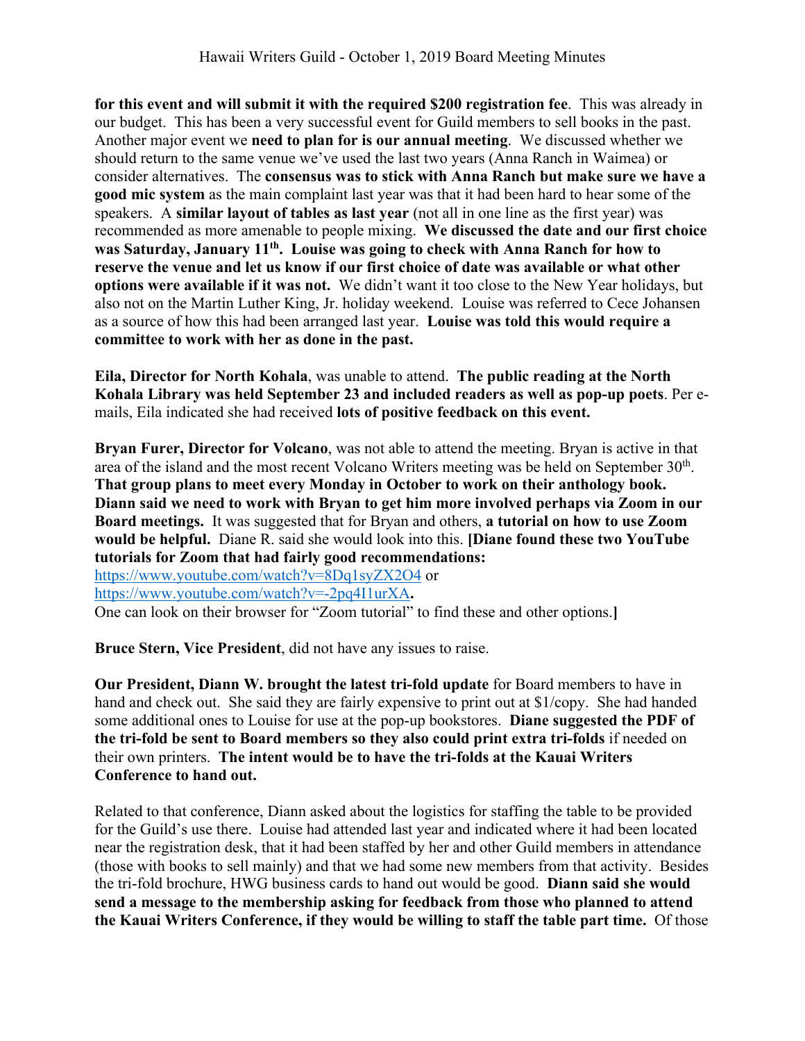**for this event and will submit it with the required $200 registration fee**. This was already in our budget. This has been a very successful event for Guild members to sell books in the past. Another major event we **need to plan for is our annual meeting**. We discussed whether we should return to the same venue we've used the last two years (Anna Ranch in Waimea) or consider alternatives. The **consensus was to stick with Anna Ranch but make sure we have a good mic system** as the main complaint last year was that it had been hard to hear some of the speakers. A **similar layout of tables as last year** (not all in one line as the first year) was recommended as more amenable to people mixing. **We discussed the date and our first choice was Saturday, January 11th. Louise was going to check with Anna Ranch for how to reserve the venue and let us know if our first choice of date was available or what other options were available if it was not.** We didn't want it too close to the New Year holidays, but also not on the Martin Luther King, Jr. holiday weekend. Louise was referred to Cece Johansen as a source of how this had been arranged last year. **Louise was told this would require a committee to work with her as done in the past.**

**Eila, Director for North Kohala**, was unable to attend. **The public reading at the North Kohala Library was held September 23 and included readers as well as pop-up poets**. Per e-mails, Eila indicated she had received **lots of positive feedback on this event.**

**Bryan Furer, Director for Volcano**, was not able to attend the meeting. Bryan is active in that area of the island and the most recent Volcano Writers meeting was be held on September 30th. **That group plans to meet every Monday in October to work on their anthology book. Diann said we need to work with Bryan to get him more involved perhaps via Zoom in our Board meetings.** It was suggested that for Bryan and others, **a tutorial on how to use Zoom would be helpful.** Diane R. said she would look into this. **[Diane found these two YouTube tutorials for Zoom that had fairly good recommendations:**
https://www.youtube.com/watch?v=8Dq1syZX2O4 or
https://www.youtube.com/watch?v=-2pq4I1urXA**.**
One can look on their browser for "Zoom tutorial" to find these and other options.**]**

**Bruce Stern, Vice President**, did not have any issues to raise.

**Our President, Diann W. brought the latest tri-fold update** for Board members to have in hand and check out. She said they are fairly expensive to print out at $1/copy. She had handed some additional ones to Louise for use at the pop-up bookstores. **Diane suggested the PDF of the tri-fold be sent to Board members so they also could print extra tri-folds** if needed on their own printers. **The intent would be to have the tri-folds at the Kauai Writers Conference to hand out.**

Related to that conference, Diann asked about the logistics for staffing the table to be provided for the Guild's use there. Louise had attended last year and indicated where it had been located near the registration desk, that it had been staffed by her and other Guild members in attendance (those with books to sell mainly) and that we had some new members from that activity. Besides the tri-fold brochure, HWG business cards to hand out would be good. **Diann said she would send a message to the membership asking for feedback from those who planned to attend the Kauai Writers Conference, if they would be willing to staff the table part time.** Of those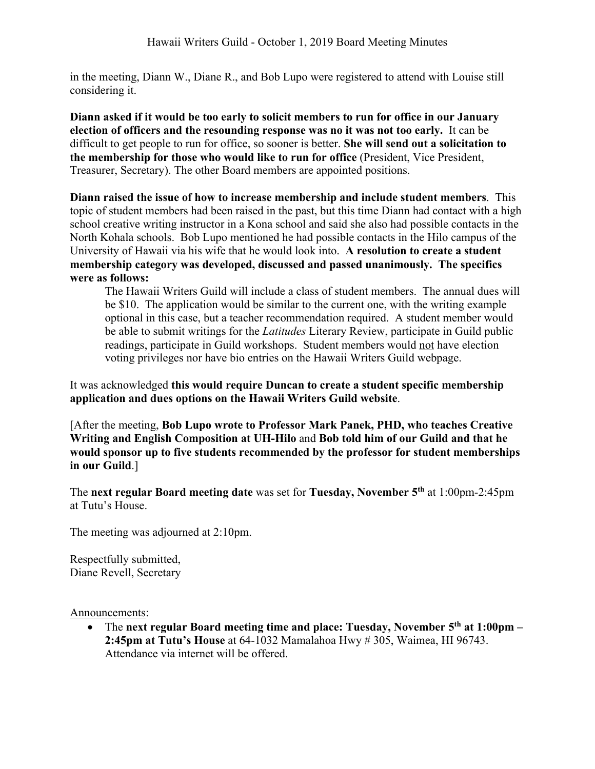in the meeting, Diann W., Diane R., and Bob Lupo were registered to attend with Louise still considering it.

**Diann asked if it would be too early to solicit members to run for office in our January election of officers and the resounding response was no it was not too early.** It can be difficult to get people to run for office, so sooner is better. **She will send out a solicitation to the membership for those who would like to run for office** (President, Vice President, Treasurer, Secretary). The other Board members are appointed positions.

**Diann raised the issue of how to increase membership and include student members**. This topic of student members had been raised in the past, but this time Diann had contact with a high school creative writing instructor in a Kona school and said she also had possible contacts in the North Kohala schools. Bob Lupo mentioned he had possible contacts in the Hilo campus of the University of Hawaii via his wife that he would look into. **A resolution to create a student membership category was developed, discussed and passed unanimously. The specifics were as follows:**

> The Hawaii Writers Guild will include a class of student members. The annual dues will be $10. The application would be similar to the current one, with the writing example optional in this case, but a teacher recommendation required. A student member would be able to submit writings for the *Latitudes* Literary Review, participate in Guild public readings, participate in Guild workshops. Student members would <u>not</u> have election voting privileges nor have bio entries on the Hawaii Writers Guild webpage.

It was acknowledged **this would require Duncan to create a student specific membership application and dues options on the Hawaii Writers Guild website**.

[After the meeting, **Bob Lupo wrote to Professor Mark Panek, PHD, who teaches Creative Writing and English Composition at UH-Hilo** and **Bob told him of our Guild and that he would sponsor up to five students recommended by the professor for student memberships in our Guild**.]

The **next regular Board meeting date** was set for **Tuesday, November 5th** at 1:00pm-2:45pm at Tutu's House.

The meeting was adjourned at 2:10pm.

Respectfully submitted,
Diane Revell, Secretary

<u>Announcements</u>:

- The **next regular Board meeting time and place: Tuesday, November 5th at 1:00pm – 2:45pm at Tutu's House** at 64-1032 Mamalahoa Hwy # 305, Waimea, HI 96743. Attendance via internet will be offered.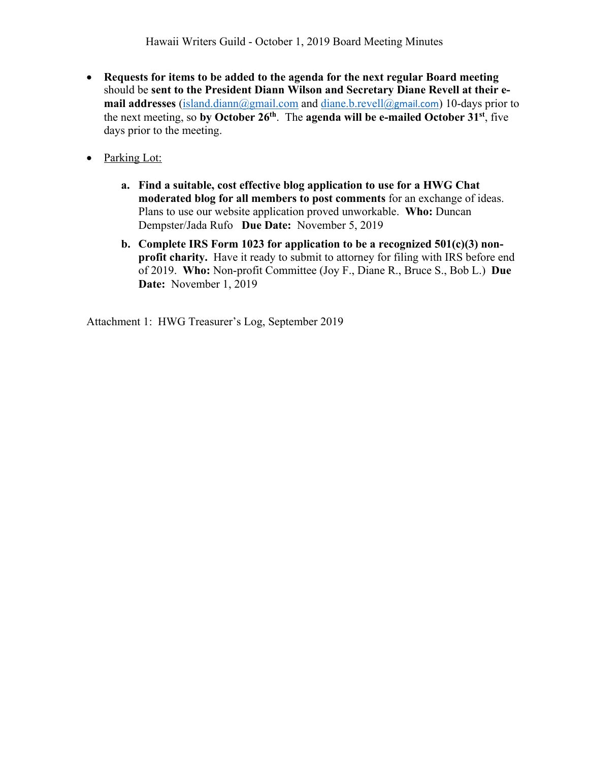- **Requests for items to be added to the agenda for the next regular Board meeting** should be **sent to the President Diann Wilson and Secretary Diane Revell at their e-mail addresses** (island.diann@gmail.com and diane.b.revell@gmail.com) 10-days prior to the next meeting, so **by October 26th**. The **agenda will be e-mailed October 31st**, five days prior to the meeting.

- Parking Lot:

  **a. Find a suitable, cost effective blog application to use for a HWG Chat moderated blog for all members to post comments** for an exchange of ideas. Plans to use our website application proved unworkable. **Who:** Duncan Dempster/Jada Rufo **Due Date:** November 5, 2019

  **b. Complete IRS Form 1023 for application to be a recognized 501(c)(3) non-profit charity.** Have it ready to submit to attorney for filing with IRS before end of 2019. **Who:** Non-profit Committee (Joy F., Diane R., Bruce S., Bob L.) **Due Date:** November 1, 2019

Attachment 1: HWG Treasurer's Log, September 2019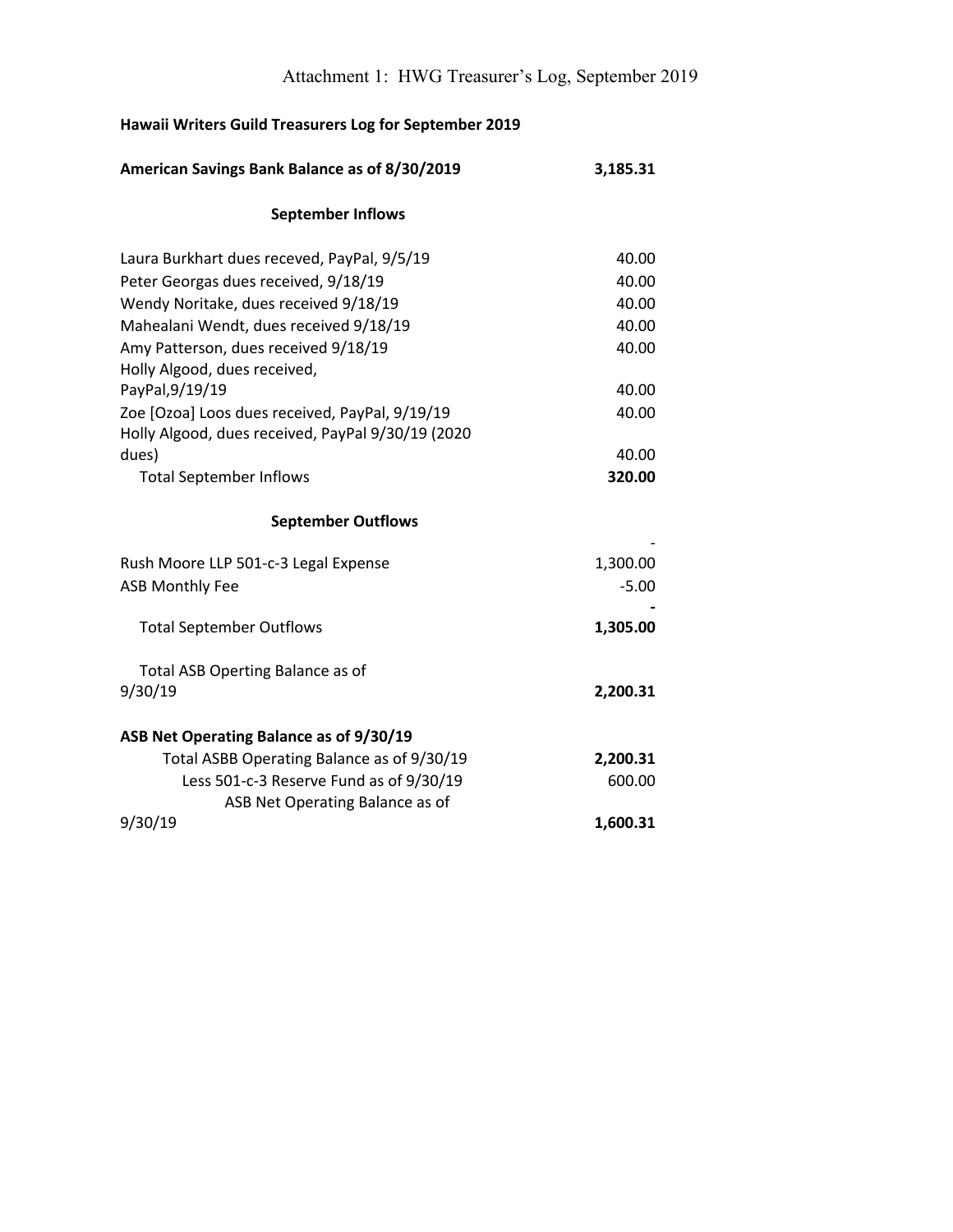Attachment 1: HWG Treasurer's Log, September 2019

**Hawaii Writers Guild Treasurers Log for September 2019**

| | |
|---|---|
| **American Savings Bank Balance as of 8/30/2019** | **3,185.31** |
| **September Inflows** | |
| Laura Burkhart dues receved, PayPal, 9/5/19 | 40.00 |
| Peter Georgas dues received, 9/18/19 | 40.00 |
| Wendy Noritake, dues received 9/18/19 | 40.00 |
| Mahealani Wendt, dues received 9/18/19 | 40.00 |
| Amy Patterson, dues received 9/18/19 | 40.00 |
| Holly Algood, dues received, PayPal,9/19/19 | 40.00 |
| Zoe [Ozoa] Loos dues received, PayPal, 9/19/19 | 40.00 |
| Holly Algood, dues received, PayPal 9/30/19 (2020 dues) | 40.00 |
| Total September Inflows | **320.00** |
| **September Outflows** | |
| | - |
| Rush Moore LLP 501-c-3 Legal Expense | 1,300.00 |
| ASB Monthly Fee | -5.00 |
| | **-** |
| Total September Outflows | **1,305.00** |
| Total ASB Operting Balance as of 9/30/19 | **2,200.31** |
| **ASB Net Operating Balance as of 9/30/19** | |
| Total ASBB Operating Balance as of 9/30/19 | **2,200.31** |
| Less 501-c-3 Reserve Fund as of 9/30/19 | 600.00 |
| ASB Net Operating Balance as of 9/30/19 | **1,600.31** |